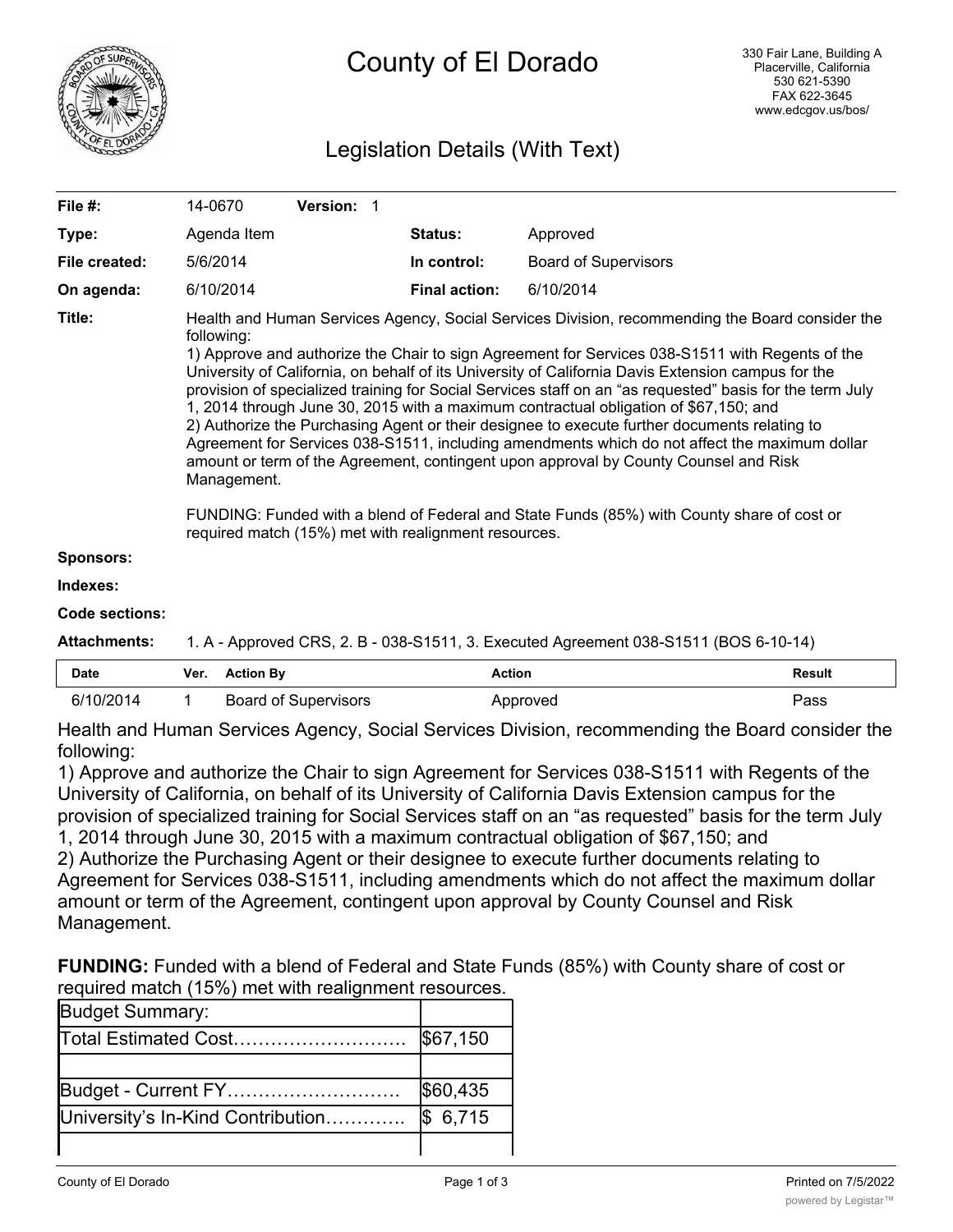# County of El Dorado

330 Fair Lane, Building A
Placerville, California
530 621-5390
FAX 622-3645
www.edcgov.us/bos/

## Legislation Details (With Text)

| | | | |
|---|---|---|---|
| **File #:** | 14-0670 **Version:** 1 | | |
| **Type:** | Agenda Item | **Status:** | Approved |
| **File created:** | 5/6/2014 | **In control:** | Board of Supervisors |
| **On agenda:** | 6/10/2014 | **Final action:** | 6/10/2014 |

**Title:** Health and Human Services Agency, Social Services Division, recommending the Board consider the following:
1) Approve and authorize the Chair to sign Agreement for Services 038-S1511 with Regents of the University of California, on behalf of its University of California Davis Extension campus for the provision of specialized training for Social Services staff on an "as requested" basis for the term July 1, 2014 through June 30, 2015 with a maximum contractual obligation of $67,150; and
2) Authorize the Purchasing Agent or their designee to execute further documents relating to Agreement for Services 038-S1511, including amendments which do not affect the maximum dollar amount or term of the Agreement, contingent upon approval by County Counsel and Risk Management.

FUNDING: Funded with a blend of Federal and State Funds (85%) with County share of cost or required match (15%) met with realignment resources.

**Sponsors:**

**Indexes:**

**Code sections:**

**Attachments:** 1. A - Approved CRS, 2. B - 038-S1511, 3. Executed Agreement 038-S1511 (BOS 6-10-14)

| Date | Ver. | Action By | Action | Result |
|---|---|---|---|---|
| 6/10/2014 | 1 | Board of Supervisors | Approved | Pass |

Health and Human Services Agency, Social Services Division, recommending the Board consider the following:
1) Approve and authorize the Chair to sign Agreement for Services 038-S1511 with Regents of the University of California, on behalf of its University of California Davis Extension campus for the provision of specialized training for Social Services staff on an "as requested" basis for the term July 1, 2014 through June 30, 2015 with a maximum contractual obligation of $67,150; and
2) Authorize the Purchasing Agent or their designee to execute further documents relating to Agreement for Services 038-S1511, including amendments which do not affect the maximum dollar amount or term of the Agreement, contingent upon approval by County Counsel and Risk Management.

**FUNDING:** Funded with a blend of Federal and State Funds (85%) with County share of cost or required match (15%) met with realignment resources.

| Budget Summary: | |
|---|---|
| Total Estimated Cost………………………. | $67,150 |
| | |
| Budget - Current FY………………………. | $60,435 |
| University's In-Kind Contribution…………. | $ 6,715 |
| | |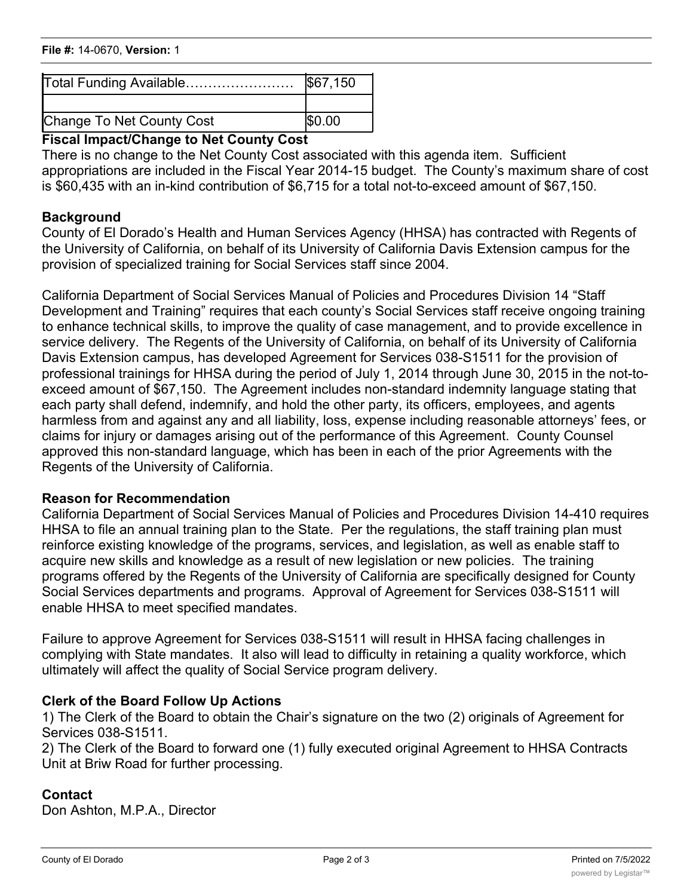| Total Funding Available…………………… | $67,150 |
| --- | --- |
| | |
| Change To Net County Cost | $0.00 |

**Fiscal Impact/Change to Net County Cost**
There is no change to the Net County Cost associated with this agenda item. Sufficient appropriations are included in the Fiscal Year 2014-15 budget. The County's maximum share of cost is $60,435 with an in-kind contribution of $6,715 for a total not-to-exceed amount of $67,150.

**Background**
County of El Dorado's Health and Human Services Agency (HHSA) has contracted with Regents of the University of California, on behalf of its University of California Davis Extension campus for the provision of specialized training for Social Services staff since 2004.

California Department of Social Services Manual of Policies and Procedures Division 14 "Staff Development and Training" requires that each county's Social Services staff receive ongoing training to enhance technical skills, to improve the quality of case management, and to provide excellence in service delivery. The Regents of the University of California, on behalf of its University of California Davis Extension campus, has developed Agreement for Services 038-S1511 for the provision of professional trainings for HHSA during the period of July 1, 2014 through June 30, 2015 in the not-to-exceed amount of $67,150. The Agreement includes non-standard indemnity language stating that each party shall defend, indemnify, and hold the other party, its officers, employees, and agents harmless from and against any and all liability, loss, expense including reasonable attorneys' fees, or claims for injury or damages arising out of the performance of this Agreement. County Counsel approved this non-standard language, which has been in each of the prior Agreements with the Regents of the University of California.

**Reason for Recommendation**
California Department of Social Services Manual of Policies and Procedures Division 14-410 requires HHSA to file an annual training plan to the State. Per the regulations, the staff training plan must reinforce existing knowledge of the programs, services, and legislation, as well as enable staff to acquire new skills and knowledge as a result of new legislation or new policies. The training programs offered by the Regents of the University of California are specifically designed for County Social Services departments and programs. Approval of Agreement for Services 038-S1511 will enable HHSA to meet specified mandates.

Failure to approve Agreement for Services 038-S1511 will result in HHSA facing challenges in complying with State mandates. It also will lead to difficulty in retaining a quality workforce, which ultimately will affect the quality of Social Service program delivery.

**Clerk of the Board Follow Up Actions**
1) The Clerk of the Board to obtain the Chair's signature on the two (2) originals of Agreement for Services 038-S1511.
2) The Clerk of the Board to forward one (1) fully executed original Agreement to HHSA Contracts Unit at Briw Road for further processing.

**Contact**
Don Ashton, M.P.A., Director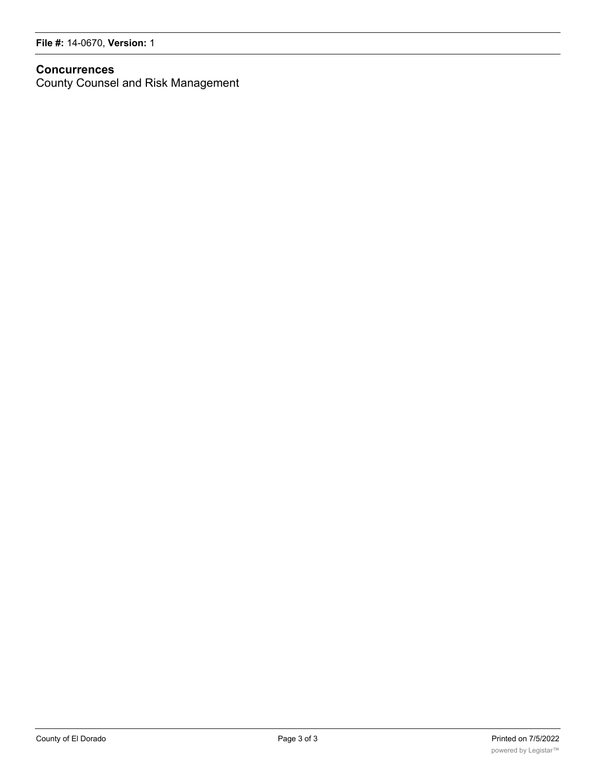## Concurrences

County Counsel and Risk Management